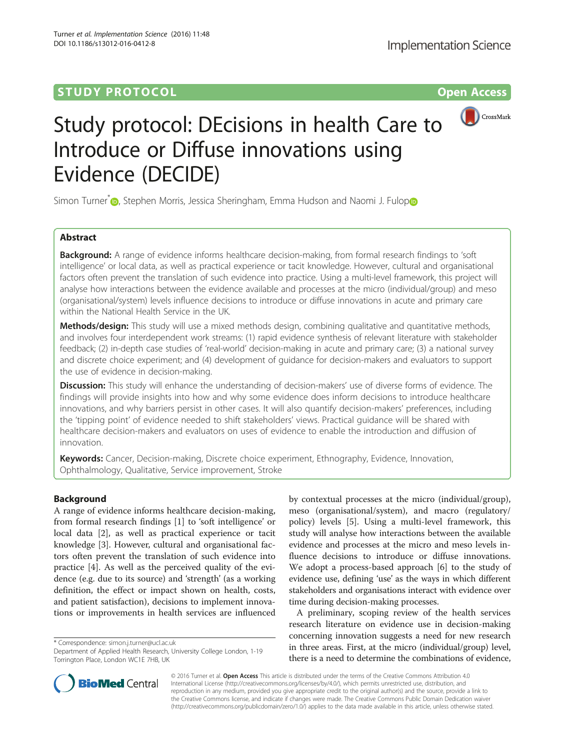STUDY PROTOCOL

Open Access

# Study protocol: DEcisions in health Care to Introduce or Diffuse innovations using Evidence (DECIDE)

Simon Turner*, Stephen Morris, Jessica Sheringham, Emma Hudson and Naomi J. Fulop

## Abstract

**Background:** A range of evidence informs healthcare decision-making, from formal research findings to 'soft intelligence' or local data, as well as practical experience or tacit knowledge. However, cultural and organisational factors often prevent the translation of such evidence into practice. Using a multi-level framework, this project will analyse how interactions between the evidence available and processes at the micro (individual/group) and meso (organisational/system) levels influence decisions to introduce or diffuse innovations in acute and primary care within the National Health Service in the UK.

**Methods/design:** This study will use a mixed methods design, combining qualitative and quantitative methods, and involves four interdependent work streams: (1) rapid evidence synthesis of relevant literature with stakeholder feedback; (2) in-depth case studies of 'real-world' decision-making in acute and primary care; (3) a national survey and discrete choice experiment; and (4) development of guidance for decision-makers and evaluators to support the use of evidence in decision-making.

**Discussion:** This study will enhance the understanding of decision-makers' use of diverse forms of evidence. The findings will provide insights into how and why some evidence does inform decisions to introduce healthcare innovations, and why barriers persist in other cases. It will also quantify decision-makers' preferences, including the 'tipping point' of evidence needed to shift stakeholders' views. Practical guidance will be shared with healthcare decision-makers and evaluators on uses of evidence to enable the introduction and diffusion of innovation.

**Keywords:** Cancer, Decision-making, Discrete choice experiment, Ethnography, Evidence, Innovation, Ophthalmology, Qualitative, Service improvement, Stroke

## Background

A range of evidence informs healthcare decision-making, from formal research findings [1] to 'soft intelligence' or local data [2], as well as practical experience or tacit knowledge [3]. However, cultural and organisational factors often prevent the translation of such evidence into practice [4]. As well as the perceived quality of the evidence (e.g. due to its source) and 'strength' (as a working definition, the effect or impact shown on health, costs, and patient satisfaction), decisions to implement innovations or improvements in health services are influenced by contextual processes at the micro (individual/group), meso (organisational/system), and macro (regulatory/policy) levels [5]. Using a multi-level framework, this study will analyse how interactions between the available evidence and processes at the micro and meso levels influence decisions to introduce or diffuse innovations. We adopt a process-based approach [6] to the study of evidence use, defining 'use' as the ways in which different stakeholders and organisations interact with evidence over time during decision-making processes.

A preliminary, scoping review of the health services research literature on evidence use in decision-making concerning innovation suggests a need for new research in three areas. First, at the micro (individual/group) level, there is a need to determine the combinations of evidence,

\* Correspondence: simon.j.turner@ucl.ac.uk
Department of Applied Health Research, University College London, 1-19 Torrington Place, London WC1E 7HB, UK

© 2016 Turner et al. **Open Access** This article is distributed under the terms of the Creative Commons Attribution 4.0 International License (http://creativecommons.org/licenses/by/4.0/), which permits unrestricted use, distribution, and reproduction in any medium, provided you give appropriate credit to the original author(s) and the source, provide a link to the Creative Commons license, and indicate if changes were made. The Creative Commons Public Domain Dedication waiver (http://creativecommons.org/publicdomain/zero/1.0/) applies to the data made available in this article, unless otherwise stated.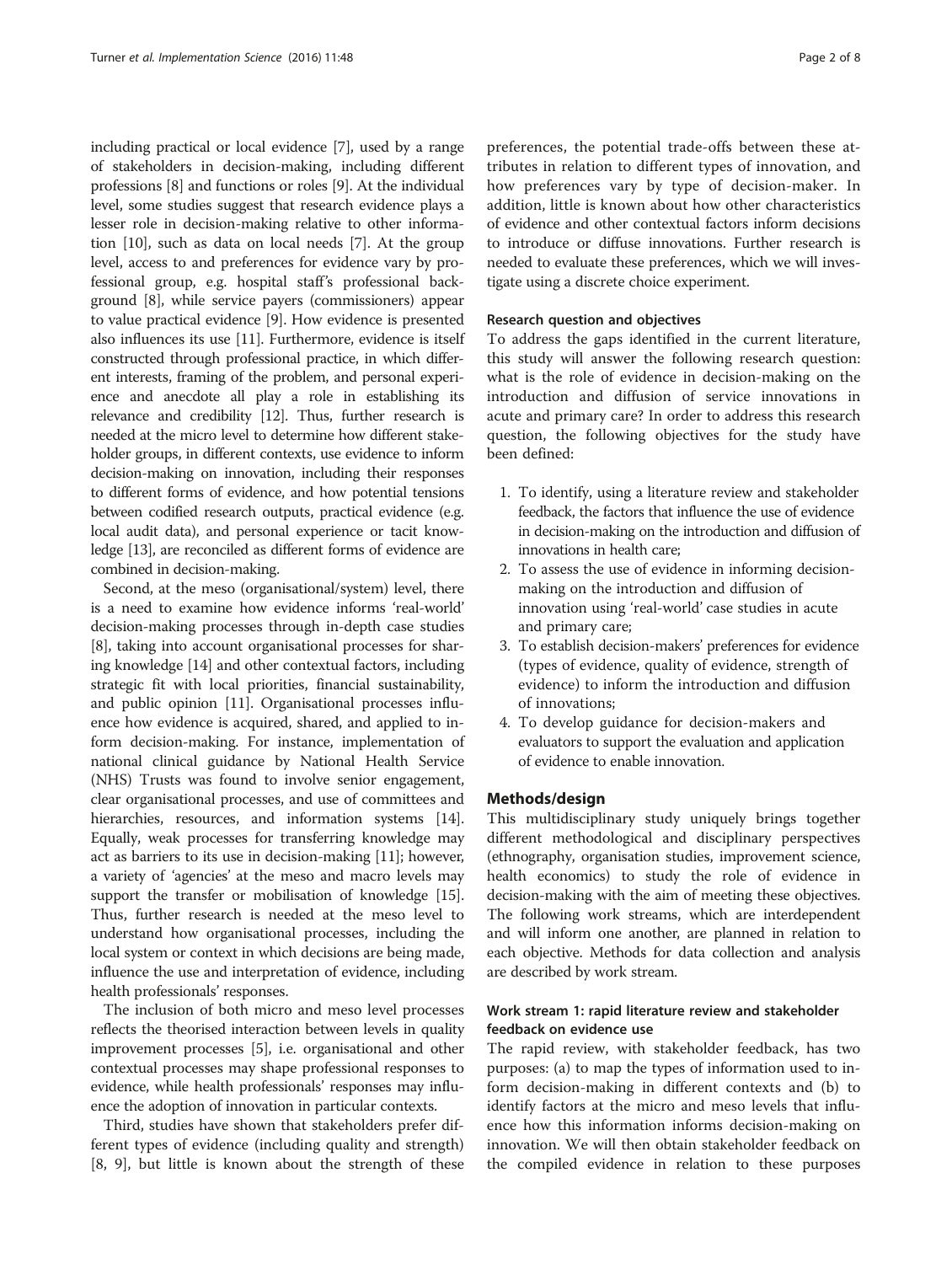including practical or local evidence [7], used by a range of stakeholders in decision-making, including different professions [8] and functions or roles [9]. At the individual level, some studies suggest that research evidence plays a lesser role in decision-making relative to other information [10], such as data on local needs [7]. At the group level, access to and preferences for evidence vary by professional group, e.g. hospital staff's professional background [8], while service payers (commissioners) appear to value practical evidence [9]. How evidence is presented also influences its use [11]. Furthermore, evidence is itself constructed through professional practice, in which different interests, framing of the problem, and personal experience and anecdote all play a role in establishing its relevance and credibility [12]. Thus, further research is needed at the micro level to determine how different stakeholder groups, in different contexts, use evidence to inform decision-making on innovation, including their responses to different forms of evidence, and how potential tensions between codified research outputs, practical evidence (e.g. local audit data), and personal experience or tacit knowledge [13], are reconciled as different forms of evidence are combined in decision-making.

Second, at the meso (organisational/system) level, there is a need to examine how evidence informs 'real-world' decision-making processes through in-depth case studies [8], taking into account organisational processes for sharing knowledge [14] and other contextual factors, including strategic fit with local priorities, financial sustainability, and public opinion [11]. Organisational processes influence how evidence is acquired, shared, and applied to inform decision-making. For instance, implementation of national clinical guidance by National Health Service (NHS) Trusts was found to involve senior engagement, clear organisational processes, and use of committees and hierarchies, resources, and information systems [14]. Equally, weak processes for transferring knowledge may act as barriers to its use in decision-making [11]; however, a variety of 'agencies' at the meso and macro levels may support the transfer or mobilisation of knowledge [15]. Thus, further research is needed at the meso level to understand how organisational processes, including the local system or context in which decisions are being made, influence the use and interpretation of evidence, including health professionals' responses.

The inclusion of both micro and meso level processes reflects the theorised interaction between levels in quality improvement processes [5], i.e. organisational and other contextual processes may shape professional responses to evidence, while health professionals' responses may influence the adoption of innovation in particular contexts.

Third, studies have shown that stakeholders prefer different types of evidence (including quality and strength) [8, 9], but little is known about the strength of these preferences, the potential trade-offs between these attributes in relation to different types of innovation, and how preferences vary by type of decision-maker. In addition, little is known about how other characteristics of evidence and other contextual factors inform decisions to introduce or diffuse innovations. Further research is needed to evaluate these preferences, which we will investigate using a discrete choice experiment.

### Research question and objectives

To address the gaps identified in the current literature, this study will answer the following research question: what is the role of evidence in decision-making on the introduction and diffusion of service innovations in acute and primary care? In order to address this research question, the following objectives for the study have been defined:

1. To identify, using a literature review and stakeholder feedback, the factors that influence the use of evidence in decision-making on the introduction and diffusion of innovations in health care;
2. To assess the use of evidence in informing decision-making on the introduction and diffusion of innovation using 'real-world' case studies in acute and primary care;
3. To establish decision-makers' preferences for evidence (types of evidence, quality of evidence, strength of evidence) to inform the introduction and diffusion of innovations;
4. To develop guidance for decision-makers and evaluators to support the evaluation and application of evidence to enable innovation.

## Methods/design

This multidisciplinary study uniquely brings together different methodological and disciplinary perspectives (ethnography, organisation studies, improvement science, health economics) to study the role of evidence in decision-making with the aim of meeting these objectives. The following work streams, which are interdependent and will inform one another, are planned in relation to each objective. Methods for data collection and analysis are described by work stream.

### Work stream 1: rapid literature review and stakeholder feedback on evidence use

The rapid review, with stakeholder feedback, has two purposes: (a) to map the types of information used to inform decision-making in different contexts and (b) to identify factors at the micro and meso levels that influence how this information informs decision-making on innovation. We will then obtain stakeholder feedback on the compiled evidence in relation to these purposes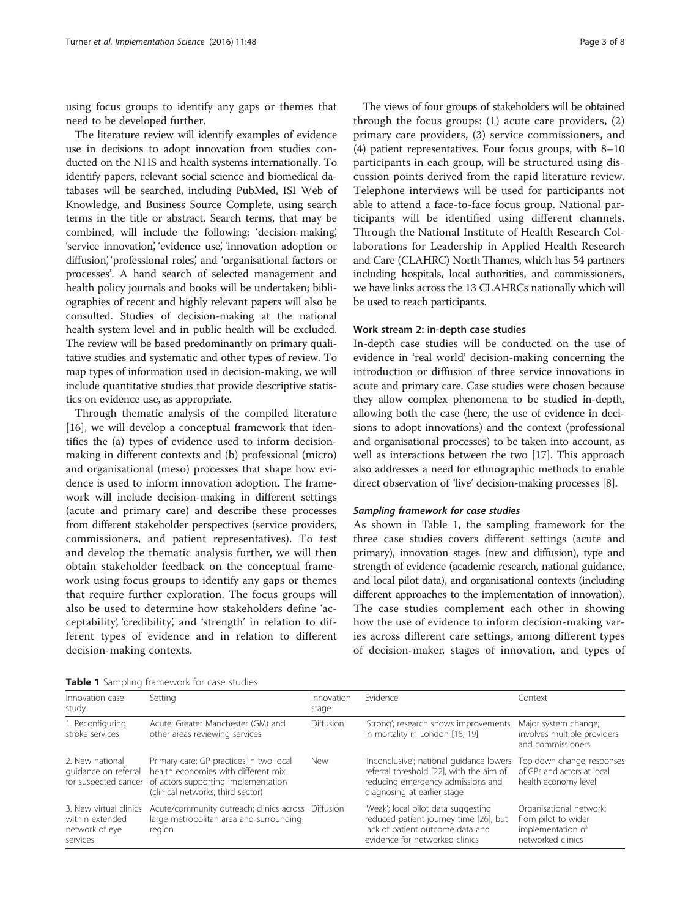using focus groups to identify any gaps or themes that need to be developed further.

The literature review will identify examples of evidence use in decisions to adopt innovation from studies conducted on the NHS and health systems internationally. To identify papers, relevant social science and biomedical databases will be searched, including PubMed, ISI Web of Knowledge, and Business Source Complete, using search terms in the title or abstract. Search terms, that may be combined, will include the following: 'decision-making', 'service innovation', 'evidence use', 'innovation adoption or diffusion', 'professional roles', and 'organisational factors or processes'. A hand search of selected management and health policy journals and books will be undertaken; bibliographies of recent and highly relevant papers will also be consulted. Studies of decision-making at the national health system level and in public health will be excluded. The review will be based predominantly on primary qualitative studies and systematic and other types of review. To map types of information used in decision-making, we will include quantitative studies that provide descriptive statistics on evidence use, as appropriate.

Through thematic analysis of the compiled literature [16], we will develop a conceptual framework that identifies the (a) types of evidence used to inform decision-making in different contexts and (b) professional (micro) and organisational (meso) processes that shape how evidence is used to inform innovation adoption. The framework will include decision-making in different settings (acute and primary care) and describe these processes from different stakeholder perspectives (service providers, commissioners, and patient representatives). To test and develop the thematic analysis further, we will then obtain stakeholder feedback on the conceptual framework using focus groups to identify any gaps or themes that require further exploration. The focus groups will also be used to determine how stakeholders define 'acceptability', 'credibility', and 'strength' in relation to different types of evidence and in relation to different decision-making contexts.

The views of four groups of stakeholders will be obtained through the focus groups: (1) acute care providers, (2) primary care providers, (3) service commissioners, and (4) patient representatives. Four focus groups, with 8–10 participants in each group, will be structured using discussion points derived from the rapid literature review. Telephone interviews will be used for participants not able to attend a face-to-face focus group. National participants will be identified using different channels. Through the National Institute of Health Research Collaborations for Leadership in Applied Health Research and Care (CLAHRC) North Thames, which has 54 partners including hospitals, local authorities, and commissioners, we have links across the 13 CLAHRCs nationally which will be used to reach participants.

### Work stream 2: in-depth case studies

In-depth case studies will be conducted on the use of evidence in 'real world' decision-making concerning the introduction or diffusion of three service innovations in acute and primary care. Case studies were chosen because they allow complex phenomena to be studied in-depth, allowing both the case (here, the use of evidence in decisions to adopt innovations) and the context (professional and organisational processes) to be taken into account, as well as interactions between the two [17]. This approach also addresses a need for ethnographic methods to enable direct observation of 'live' decision-making processes [8].

#### *Sampling framework for case studies*

As shown in Table 1, the sampling framework for the three case studies covers different settings (acute and primary), innovation stages (new and diffusion), type and strength of evidence (academic research, national guidance, and local pilot data), and organisational contexts (including different approaches to the implementation of innovation). The case studies complement each other in showing how the use of evidence to inform decision-making varies across different care settings, among different types of decision-maker, stages of innovation, and types of

**Table 1** Sampling framework for case studies

| Innovation case study | Setting | Innovation stage | Evidence | Context |
|---|---|---|---|---|
| 1. Reconfiguring stroke services | Acute; Greater Manchester (GM) and other areas reviewing services | Diffusion | 'Strong'; research shows improvements in mortality in London [18, 19] | Major system change; involves multiple providers and commissioners |
| 2. New national guidance on referral for suspected cancer | Primary care; GP practices in two local health economies with different mix of actors supporting implementation (clinical networks, third sector) | New | 'Inconclusive'; national guidance lowers referral threshold [22], with the aim of reducing emergency admissions and diagnosing at earlier stage | Top-down change; responses of GPs and actors at local health economy level |
| 3. New virtual clinics within extended network of eye services | Acute/community outreach; clinics across large metropolitan area and surrounding region | Diffusion | 'Weak'; local pilot data suggesting reduced patient journey time [26], but lack of patient outcome data and evidence for networked clinics | Organisational network; from pilot to wider implementation of networked clinics |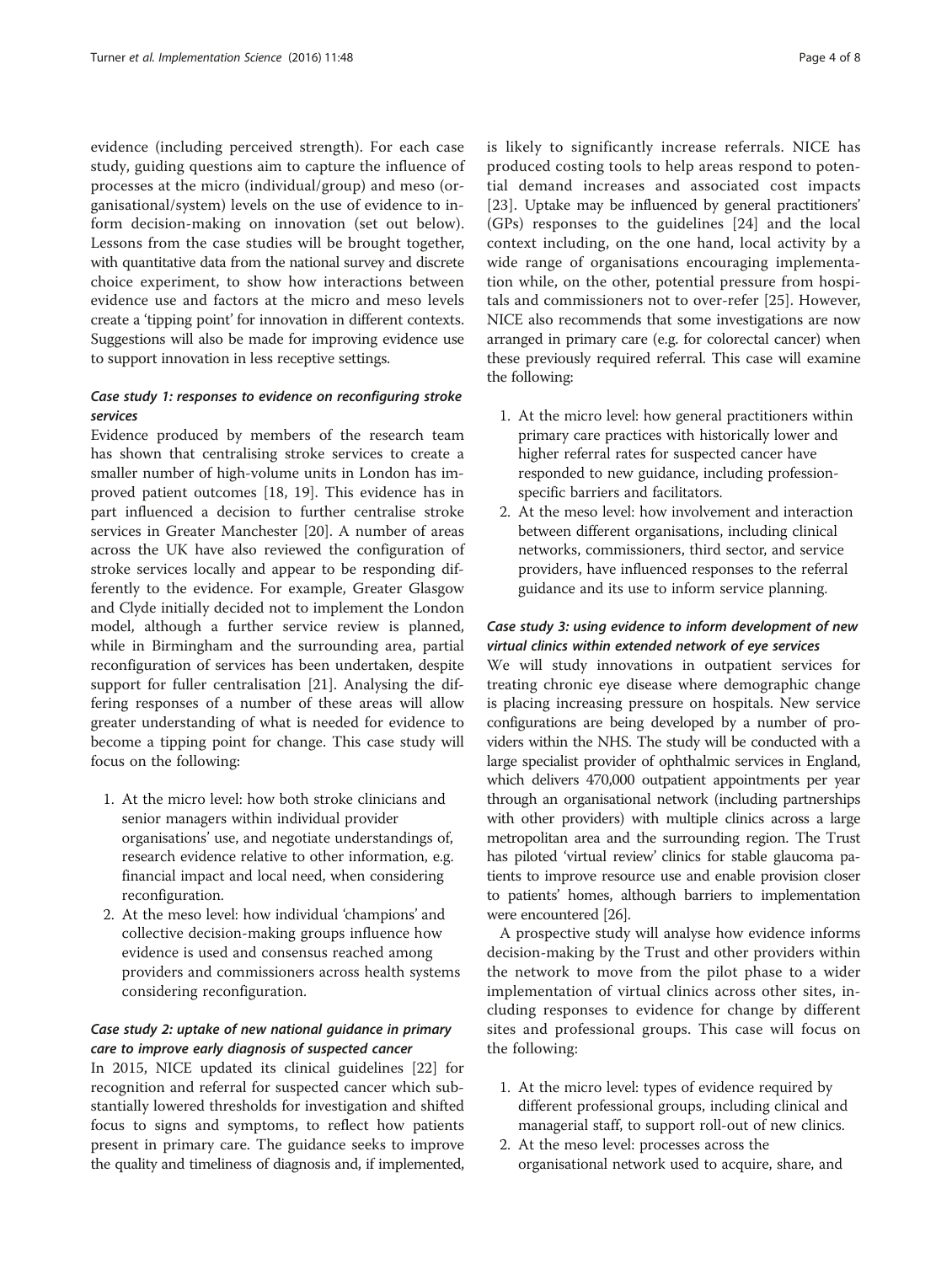evidence (including perceived strength). For each case study, guiding questions aim to capture the influence of processes at the micro (individual/group) and meso (organisational/system) levels on the use of evidence to inform decision-making on innovation (set out below). Lessons from the case studies will be brought together, with quantitative data from the national survey and discrete choice experiment, to show how interactions between evidence use and factors at the micro and meso levels create a 'tipping point' for innovation in different contexts. Suggestions will also be made for improving evidence use to support innovation in less receptive settings.

### *Case study 1: responses to evidence on reconfiguring stroke services*

Evidence produced by members of the research team has shown that centralising stroke services to create a smaller number of high-volume units in London has improved patient outcomes [18, 19]. This evidence has in part influenced a decision to further centralise stroke services in Greater Manchester [20]. A number of areas across the UK have also reviewed the configuration of stroke services locally and appear to be responding differently to the evidence. For example, Greater Glasgow and Clyde initially decided not to implement the London model, although a further service review is planned, while in Birmingham and the surrounding area, partial reconfiguration of services has been undertaken, despite support for fuller centralisation [21]. Analysing the differing responses of a number of these areas will allow greater understanding of what is needed for evidence to become a tipping point for change. This case study will focus on the following:

1. At the micro level: how both stroke clinicians and senior managers within individual provider organisations' use, and negotiate understandings of, research evidence relative to other information, e.g. financial impact and local need, when considering reconfiguration.
2. At the meso level: how individual 'champions' and collective decision-making groups influence how evidence is used and consensus reached among providers and commissioners across health systems considering reconfiguration.

### *Case study 2: uptake of new national guidance in primary care to improve early diagnosis of suspected cancer*

In 2015, NICE updated its clinical guidelines [22] for recognition and referral for suspected cancer which substantially lowered thresholds for investigation and shifted focus to signs and symptoms, to reflect how patients present in primary care. The guidance seeks to improve the quality and timeliness of diagnosis and, if implemented, is likely to significantly increase referrals. NICE has produced costing tools to help areas respond to potential demand increases and associated cost impacts [23]. Uptake may be influenced by general practitioners' (GPs) responses to the guidelines [24] and the local context including, on the one hand, local activity by a wide range of organisations encouraging implementation while, on the other, potential pressure from hospitals and commissioners not to over-refer [25]. However, NICE also recommends that some investigations are now arranged in primary care (e.g. for colorectal cancer) when these previously required referral. This case will examine the following:

1. At the micro level: how general practitioners within primary care practices with historically lower and higher referral rates for suspected cancer have responded to new guidance, including profession-specific barriers and facilitators.
2. At the meso level: how involvement and interaction between different organisations, including clinical networks, commissioners, third sector, and service providers, have influenced responses to the referral guidance and its use to inform service planning.

### *Case study 3: using evidence to inform development of new virtual clinics within extended network of eye services*

We will study innovations in outpatient services for treating chronic eye disease where demographic change is placing increasing pressure on hospitals. New service configurations are being developed by a number of providers within the NHS. The study will be conducted with a large specialist provider of ophthalmic services in England, which delivers 470,000 outpatient appointments per year through an organisational network (including partnerships with other providers) with multiple clinics across a large metropolitan area and the surrounding region. The Trust has piloted 'virtual review' clinics for stable glaucoma patients to improve resource use and enable provision closer to patients' homes, although barriers to implementation were encountered [26].

A prospective study will analyse how evidence informs decision-making by the Trust and other providers within the network to move from the pilot phase to a wider implementation of virtual clinics across other sites, including responses to evidence for change by different sites and professional groups. This case will focus on the following:

1. At the micro level: types of evidence required by different professional groups, including clinical and managerial staff, to support roll-out of new clinics.
2. At the meso level: processes across the organisational network used to acquire, share, and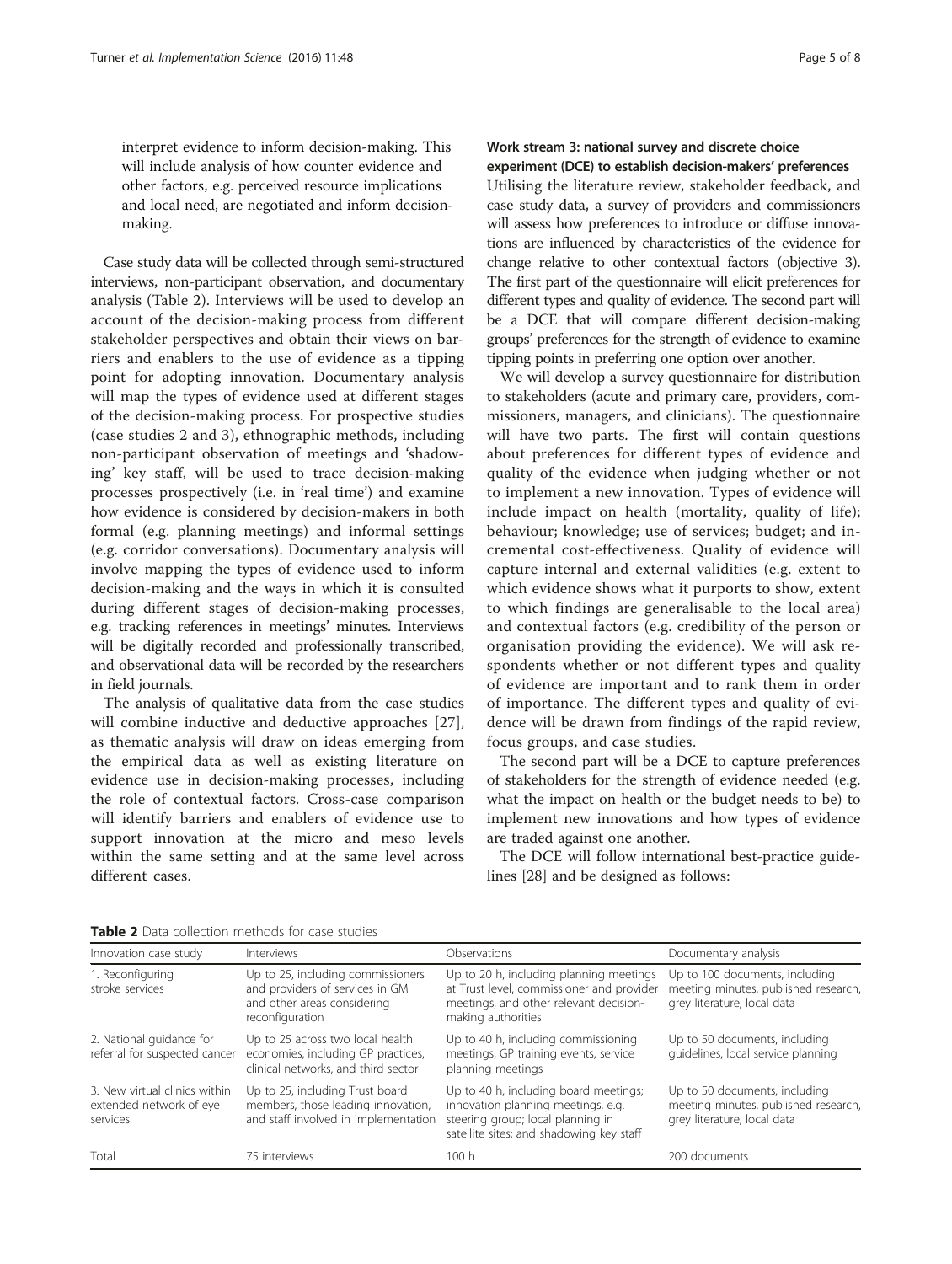interpret evidence to inform decision-making. This will include analysis of how counter evidence and other factors, e.g. perceived resource implications and local need, are negotiated and inform decision-making.

Case study data will be collected through semi-structured interviews, non-participant observation, and documentary analysis (Table 2). Interviews will be used to develop an account of the decision-making process from different stakeholder perspectives and obtain their views on barriers and enablers to the use of evidence as a tipping point for adopting innovation. Documentary analysis will map the types of evidence used at different stages of the decision-making process. For prospective studies (case studies 2 and 3), ethnographic methods, including non-participant observation of meetings and 'shadowing' key staff, will be used to trace decision-making processes prospectively (i.e. in 'real time') and examine how evidence is considered by decision-makers in both formal (e.g. planning meetings) and informal settings (e.g. corridor conversations). Documentary analysis will involve mapping the types of evidence used to inform decision-making and the ways in which it is consulted during different stages of decision-making processes, e.g. tracking references in meetings' minutes. Interviews will be digitally recorded and professionally transcribed, and observational data will be recorded by the researchers in field journals.

The analysis of qualitative data from the case studies will combine inductive and deductive approaches [27], as thematic analysis will draw on ideas emerging from the empirical data as well as existing literature on evidence use in decision-making processes, including the role of contextual factors. Cross-case comparison will identify barriers and enablers of evidence use to support innovation at the micro and meso levels within the same setting and at the same level across different cases.

### Work stream 3: national survey and discrete choice experiment (DCE) to establish decision-makers' preferences

Utilising the literature review, stakeholder feedback, and case study data, a survey of providers and commissioners will assess how preferences to introduce or diffuse innovations are influenced by characteristics of the evidence for change relative to other contextual factors (objective 3). The first part of the questionnaire will elicit preferences for different types and quality of evidence. The second part will be a DCE that will compare different decision-making groups' preferences for the strength of evidence to examine tipping points in preferring one option over another.

We will develop a survey questionnaire for distribution to stakeholders (acute and primary care, providers, commissioners, managers, and clinicians). The questionnaire will have two parts. The first will contain questions about preferences for different types of evidence and quality of the evidence when judging whether or not to implement a new innovation. Types of evidence will include impact on health (mortality, quality of life); behaviour; knowledge; use of services; budget; and incremental cost-effectiveness. Quality of evidence will capture internal and external validities (e.g. extent to which evidence shows what it purports to show, extent to which findings are generalisable to the local area) and contextual factors (e.g. credibility of the person or organisation providing the evidence). We will ask respondents whether or not different types and quality of evidence are important and to rank them in order of importance. The different types and quality of evidence will be drawn from findings of the rapid review, focus groups, and case studies.

The second part will be a DCE to capture preferences of stakeholders for the strength of evidence needed (e.g. what the impact on health or the budget needs to be) to implement new innovations and how types of evidence are traded against one another.

The DCE will follow international best-practice guidelines [28] and be designed as follows:

**Table 2** Data collection methods for case studies

| Innovation case study | Interviews | Observations | Documentary analysis |
|---|---|---|---|
| 1. Reconfiguring stroke services | Up to 25, including commissioners and providers of services in GM and other areas considering reconfiguration | Up to 20 h, including planning meetings at Trust level, commissioner and provider meetings, and other relevant decision-making authorities | Up to 100 documents, including meeting minutes, published research, grey literature, local data |
| 2. National guidance for referral for suspected cancer | Up to 25 across two local health economies, including GP practices, clinical networks, and third sector | Up to 40 h, including commissioning meetings, GP training events, service planning meetings | Up to 50 documents, including guidelines, local service planning |
| 3. New virtual clinics within extended network of eye services | Up to 25, including Trust board members, those leading innovation, and staff involved in implementation | Up to 40 h, including board meetings; innovation planning meetings, e.g. steering group; local planning in satellite sites; and shadowing key staff | Up to 50 documents, including meeting minutes, published research, grey literature, local data |
| Total | 75 interviews | 100 h | 200 documents |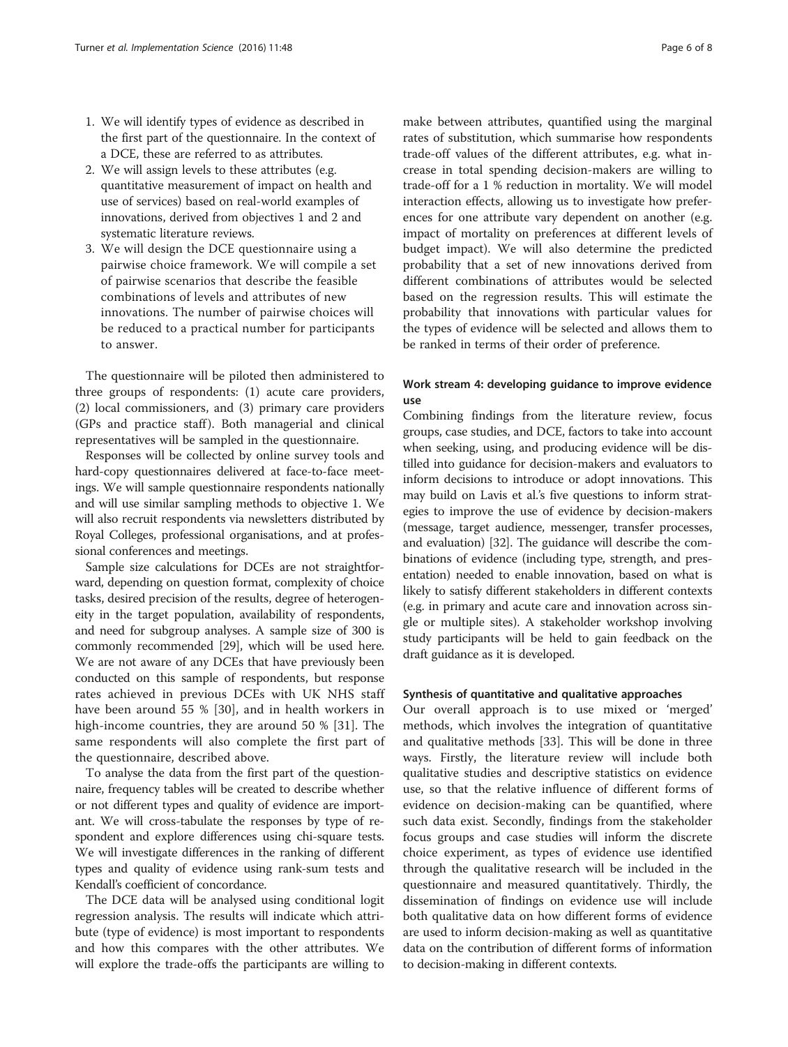1. We will identify types of evidence as described in the first part of the questionnaire. In the context of a DCE, these are referred to as attributes.
2. We will assign levels to these attributes (e.g. quantitative measurement of impact on health and use of services) based on real-world examples of innovations, derived from objectives 1 and 2 and systematic literature reviews.
3. We will design the DCE questionnaire using a pairwise choice framework. We will compile a set of pairwise scenarios that describe the feasible combinations of levels and attributes of new innovations. The number of pairwise choices will be reduced to a practical number for participants to answer.

The questionnaire will be piloted then administered to three groups of respondents: (1) acute care providers, (2) local commissioners, and (3) primary care providers (GPs and practice staff). Both managerial and clinical representatives will be sampled in the questionnaire.

Responses will be collected by online survey tools and hard-copy questionnaires delivered at face-to-face meetings. We will sample questionnaire respondents nationally and will use similar sampling methods to objective 1. We will also recruit respondents via newsletters distributed by Royal Colleges, professional organisations, and at professional conferences and meetings.

Sample size calculations for DCEs are not straightforward, depending on question format, complexity of choice tasks, desired precision of the results, degree of heterogeneity in the target population, availability of respondents, and need for subgroup analyses. A sample size of 300 is commonly recommended [29], which will be used here. We are not aware of any DCEs that have previously been conducted on this sample of respondents, but response rates achieved in previous DCEs with UK NHS staff have been around 55 % [30], and in health workers in high-income countries, they are around 50 % [31]. The same respondents will also complete the first part of the questionnaire, described above.

To analyse the data from the first part of the questionnaire, frequency tables will be created to describe whether or not different types and quality of evidence are important. We will cross-tabulate the responses by type of respondent and explore differences using chi-square tests. We will investigate differences in the ranking of different types and quality of evidence using rank-sum tests and Kendall's coefficient of concordance.

The DCE data will be analysed using conditional logit regression analysis. The results will indicate which attribute (type of evidence) is most important to respondents and how this compares with the other attributes. We will explore the trade-offs the participants are willing to make between attributes, quantified using the marginal rates of substitution, which summarise how respondents trade-off values of the different attributes, e.g. what increase in total spending decision-makers are willing to trade-off for a 1 % reduction in mortality. We will model interaction effects, allowing us to investigate how preferences for one attribute vary dependent on another (e.g. impact of mortality on preferences at different levels of budget impact). We will also determine the predicted probability that a set of new innovations derived from different combinations of attributes would be selected based on the regression results. This will estimate the probability that innovations with particular values for the types of evidence will be selected and allows them to be ranked in terms of their order of preference.

### Work stream 4: developing guidance to improve evidence use

Combining findings from the literature review, focus groups, case studies, and DCE, factors to take into account when seeking, using, and producing evidence will be distilled into guidance for decision-makers and evaluators to inform decisions to introduce or adopt innovations. This may build on Lavis et al.'s five questions to inform strategies to improve the use of evidence by decision-makers (message, target audience, messenger, transfer processes, and evaluation) [32]. The guidance will describe the combinations of evidence (including type, strength, and presentation) needed to enable innovation, based on what is likely to satisfy different stakeholders in different contexts (e.g. in primary and acute care and innovation across single or multiple sites). A stakeholder workshop involving study participants will be held to gain feedback on the draft guidance as it is developed.

### Synthesis of quantitative and qualitative approaches

Our overall approach is to use mixed or 'merged' methods, which involves the integration of quantitative and qualitative methods [33]. This will be done in three ways. Firstly, the literature review will include both qualitative studies and descriptive statistics on evidence use, so that the relative influence of different forms of evidence on decision-making can be quantified, where such data exist. Secondly, findings from the stakeholder focus groups and case studies will inform the discrete choice experiment, as types of evidence use identified through the qualitative research will be included in the questionnaire and measured quantitatively. Thirdly, the dissemination of findings on evidence use will include both qualitative data on how different forms of evidence are used to inform decision-making as well as quantitative data on the contribution of different forms of information to decision-making in different contexts.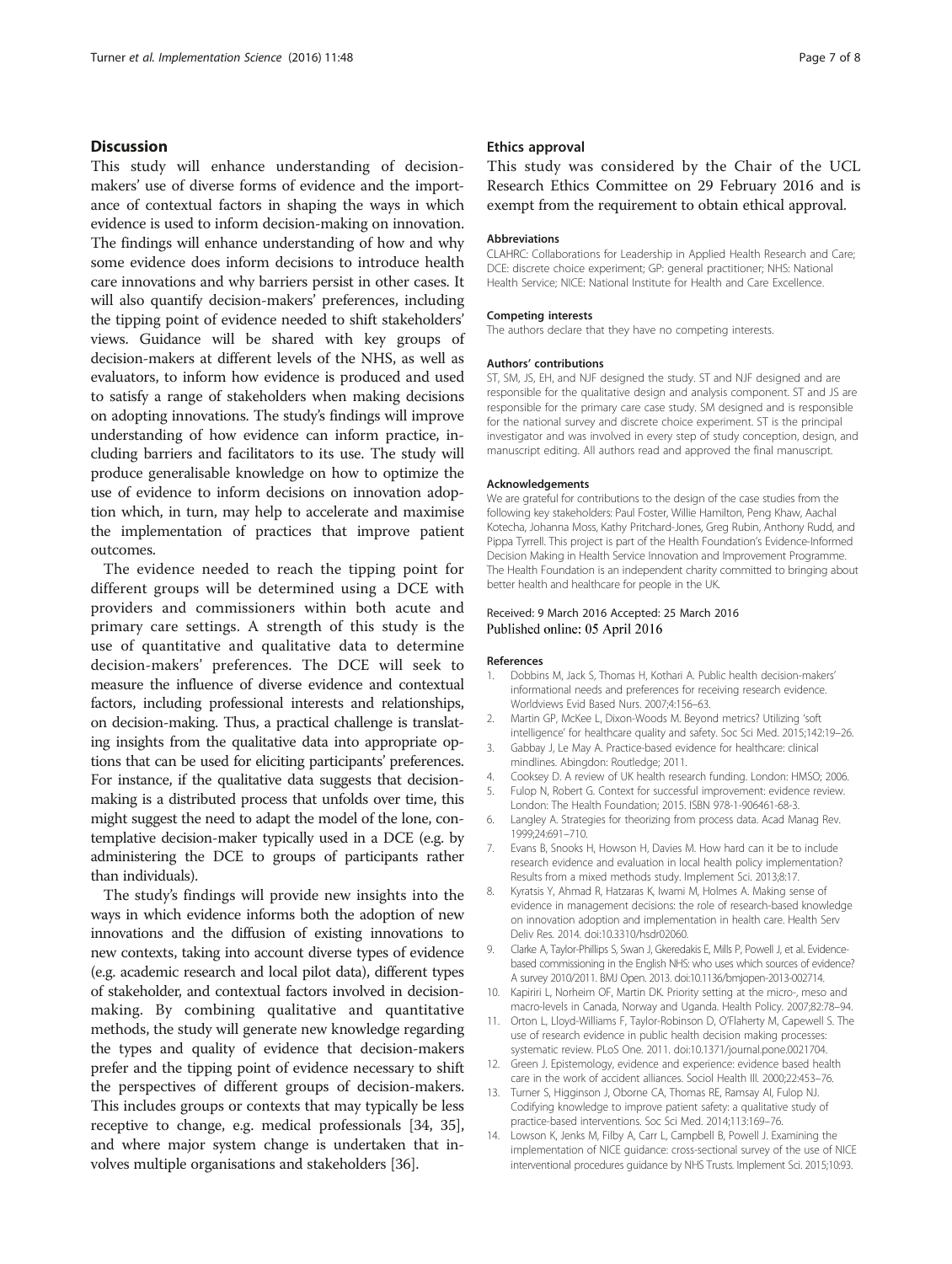## Discussion

This study will enhance understanding of decision-makers' use of diverse forms of evidence and the importance of contextual factors in shaping the ways in which evidence is used to inform decision-making on innovation. The findings will enhance understanding of how and why some evidence does inform decisions to introduce health care innovations and why barriers persist in other cases. It will also quantify decision-makers' preferences, including the tipping point of evidence needed to shift stakeholders' views. Guidance will be shared with key groups of decision-makers at different levels of the NHS, as well as evaluators, to inform how evidence is produced and used to satisfy a range of stakeholders when making decisions on adopting innovations. The study's findings will improve understanding of how evidence can inform practice, including barriers and facilitators to its use. The study will produce generalisable knowledge on how to optimize the use of evidence to inform decisions on innovation adoption which, in turn, may help to accelerate and maximise the implementation of practices that improve patient outcomes.

The evidence needed to reach the tipping point for different groups will be determined using a DCE with providers and commissioners within both acute and primary care settings. A strength of this study is the use of quantitative and qualitative data to determine decision-makers' preferences. The DCE will seek to measure the influence of diverse evidence and contextual factors, including professional interests and relationships, on decision-making. Thus, a practical challenge is translating insights from the qualitative data into appropriate options that can be used for eliciting participants' preferences. For instance, if the qualitative data suggests that decision-making is a distributed process that unfolds over time, this might suggest the need to adapt the model of the lone, contemplative decision-maker typically used in a DCE (e.g. by administering the DCE to groups of participants rather than individuals).

The study's findings will provide new insights into the ways in which evidence informs both the adoption of new innovations and the diffusion of existing innovations to new contexts, taking into account diverse types of evidence (e.g. academic research and local pilot data), different types of stakeholder, and contextual factors involved in decision-making. By combining qualitative and quantitative methods, the study will generate new knowledge regarding the types and quality of evidence that decision-makers prefer and the tipping point of evidence necessary to shift the perspectives of different groups of decision-makers. This includes groups or contexts that may typically be less receptive to change, e.g. medical professionals [34, 35], and where major system change is undertaken that involves multiple organisations and stakeholders [36].

## Ethics approval

This study was considered by the Chair of the UCL Research Ethics Committee on 29 February 2016 and is exempt from the requirement to obtain ethical approval.

#### Abbreviations

CLAHRC: Collaborations for Leadership in Applied Health Research and Care; DCE: discrete choice experiment; GP: general practitioner; NHS: National Health Service; NICE: National Institute for Health and Care Excellence.

#### Competing interests

The authors declare that they have no competing interests.

#### Authors' contributions

ST, SM, JS, EH, and NJF designed the study. ST and NJF designed and are responsible for the qualitative design and analysis component. ST and JS are responsible for the primary care case study. SM designed and is responsible for the national survey and discrete choice experiment. ST is the principal investigator and was involved in every step of study conception, design, and manuscript editing. All authors read and approved the final manuscript.

#### Acknowledgements

We are grateful for contributions to the design of the case studies from the following key stakeholders: Paul Foster, Willie Hamilton, Peng Khaw, Aachal Kotecha, Johanna Moss, Kathy Pritchard-Jones, Greg Rubin, Anthony Rudd, and Pippa Tyrrell. This project is part of the Health Foundation's Evidence-Informed Decision Making in Health Service Innovation and Improvement Programme. The Health Foundation is an independent charity committed to bringing about better health and healthcare for people in the UK.

Received: 9 March 2016 Accepted: 25 March 2016
Published online: 05 April 2016

#### References

1. Dobbins M, Jack S, Thomas H, Kothari A. Public health decision-makers' informational needs and preferences for receiving research evidence. Worldviews Evid Based Nurs. 2007;4:156–63.
2. Martin GP, McKee L, Dixon-Woods M. Beyond metrics? Utilizing 'soft intelligence' for healthcare quality and safety. Soc Sci Med. 2015;142:19–26.
3. Gabbay J, Le May A. Practice-based evidence for healthcare: clinical mindlines. Abingdon: Routledge; 2011.
4. Cooksey D. A review of UK health research funding. London: HMSO; 2006.
5. Fulop N, Robert G. Context for successful improvement: evidence review. London: The Health Foundation; 2015. ISBN 978-1-906461-68-3.
6. Langley A. Strategies for theorizing from process data. Acad Manag Rev. 1999;24:691–710.
7. Evans B, Snooks H, Howson H, Davies M. How hard can it be to include research evidence and evaluation in local health policy implementation? Results from a mixed methods study. Implement Sci. 2013;8:17.
8. Kyratsis Y, Ahmad R, Hatzaras K, Iwami M, Holmes A. Making sense of evidence in management decisions: the role of research-based knowledge on innovation adoption and implementation in health care. Health Serv Deliv Res. 2014. doi:10.3310/hsdr02060.
9. Clarke A, Taylor-Phillips S, Swan J, Gkeredakis E, Mills P, Powell J, et al. Evidence-based commissioning in the English NHS: who uses which sources of evidence? A survey 2010/2011. BMJ Open. 2013. doi:10.1136/bmjopen-2013-002714.
10. Kapiriri L, Norheim OF, Martin DK. Priority setting at the micro-, meso and macro-levels in Canada, Norway and Uganda. Health Policy. 2007;82:78–94.
11. Orton L, Lloyd-Williams F, Taylor-Robinson D, O'Flaherty M, Capewell S. The use of research evidence in public health decision making processes: systematic review. PLoS One. 2011. doi:10.1371/journal.pone.0021704.
12. Green J. Epistemology, evidence and experience: evidence based health care in the work of accident alliances. Sociol Health Ill. 2000;22:453–76.
13. Turner S, Higginson J, Oborne CA, Thomas RE, Ramsay AI, Fulop NJ. Codifying knowledge to improve patient safety: a qualitative study of practice-based interventions. Soc Sci Med. 2014;113:169–76.
14. Lowson K, Jenks M, Filby A, Carr L, Campbell B, Powell J. Examining the implementation of NICE guidance: cross-sectional survey of the use of NICE interventional procedures guidance by NHS Trusts. Implement Sci. 2015;10:93.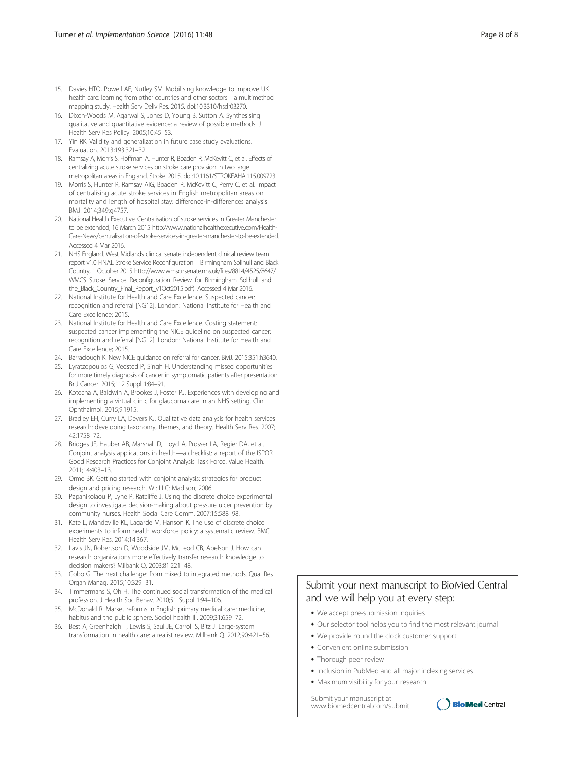15. Davies HTO, Powell AE, Nutley SM. Mobilising knowledge to improve UK health care: learning from other countries and other sectors—a multimethod mapping study. Health Serv Deliv Res. 2015. doi:10.3310/hsdr03270.
16. Dixon-Woods M, Agarwal S, Jones D, Young B, Sutton A. Synthesising qualitative and quantitative evidence: a review of possible methods. J Health Serv Res Policy. 2005;10:45–53.
17. Yin RK. Validity and generalization in future case study evaluations. Evaluation. 2013;193:321–32.
18. Ramsay A, Morris S, Hoffman A, Hunter R, Boaden R, McKevitt C, et al. Effects of centralizing acute stroke services on stroke care provision in two large metropolitan areas in England. Stroke. 2015. doi:10.1161/STROKEAHA.115.009723.
19. Morris S, Hunter R, Ramsay AIG, Boaden R, McKevitt C, Perry C, et al. Impact of centralising acute stroke services in English metropolitan areas on mortality and length of hospital stay: difference-in-differences analysis. BMJ. 2014;349:g4757.
20. National Health Executive. Centralisation of stroke services in Greater Manchester to be extended, 16 March 2015 http://www.nationalhealthexecutive.com/Health-Care-News/centralisation-of-stroke-services-in-greater-manchester-to-be-extended. Accessed 4 Mar 2016.
21. NHS England. West Midlands clinical senate independent clinical review team report v1.0 FINAL Stroke Service Reconfiguration – Birmingham Solihull and Black Country, 1 October 2015 http://www.wmscnsenate.nhs.uk/files/8814/4525/8647/WMCS_Stroke_Service_Reconfiguration_Review_for_Birmingham_Solihull_and_the_Black_Country_Final_Report_v1Oct2015.pdf). Accessed 4 Mar 2016.
22. National Institute for Health and Care Excellence. Suspected cancer: recognition and referral [NG12]. London: National Institute for Health and Care Excellence; 2015.
23. National Institute for Health and Care Excellence. Costing statement: suspected cancer implementing the NICE guideline on suspected cancer: recognition and referral [NG12]. London: National Institute for Health and Care Excellence; 2015.
24. Barraclough K. New NICE guidance on referral for cancer. BMJ. 2015;351:h3640.
25. Lyratzopoulos G, Vedsted P, Singh H. Understanding missed opportunities for more timely diagnosis of cancer in symptomatic patients after presentation. Br J Cancer. 2015;112 Suppl 1:84–91.
26. Kotecha A, Baldwin A, Brookes J, Foster PJ. Experiences with developing and implementing a virtual clinic for glaucoma care in an NHS setting. Clin Ophthalmol. 2015;9:1915.
27. Bradley EH, Curry LA, Devers KJ. Qualitative data analysis for health services research: developing taxonomy, themes, and theory. Health Serv Res. 2007; 42:1758–72.
28. Bridges JF, Hauber AB, Marshall D, Lloyd A, Prosser LA, Regier DA, et al. Conjoint analysis applications in health—a checklist: a report of the ISPOR Good Research Practices for Conjoint Analysis Task Force. Value Health. 2011;14:403–13.
29. Orme BK. Getting started with conjoint analysis: strategies for product design and pricing research. WI: LLC: Madison; 2006.
30. Papanikolaou P, Lyne P, Ratcliffe J. Using the discrete choice experimental design to investigate decision-making about pressure ulcer prevention by community nurses. Health Social Care Comm. 2007;15:588–98.
31. Kate L, Mandeville KL, Lagarde M, Hanson K. The use of discrete choice experiments to inform health workforce policy: a systematic review. BMC Health Serv Res. 2014;14:367.
32. Lavis JN, Robertson D, Woodside JM, McLeod CB, Abelson J. How can research organizations more effectively transfer research knowledge to decision makers? Milbank Q. 2003;81:221–48.
33. Gobo G. The next challenge: from mixed to integrated methods. Qual Res Organ Manag. 2015;10:329–31.
34. Timmermans S, Oh H. The continued social transformation of the medical profession. J Health Soc Behav. 2010;51 Suppl 1:94–106.
35. McDonald R. Market reforms in English primary medical care: medicine, habitus and the public sphere. Sociol health Ill. 2009;31:659–72.
36. Best A, Greenhalgh T, Lewis S, Saul JE, Carroll S, Bitz J. Large-system transformation in health care: a realist review. Milbank Q. 2012;90:421–56.

Submit your next manuscript to BioMed Central and we will help you at every step:

- We accept pre-submission inquiries
- Our selector tool helps you to find the most relevant journal
- We provide round the clock customer support
- Convenient online submission
- Thorough peer review
- Inclusion in PubMed and all major indexing services
- Maximum visibility for your research

Submit your manuscript at www.biomedcentral.com/submit

BioMed Central